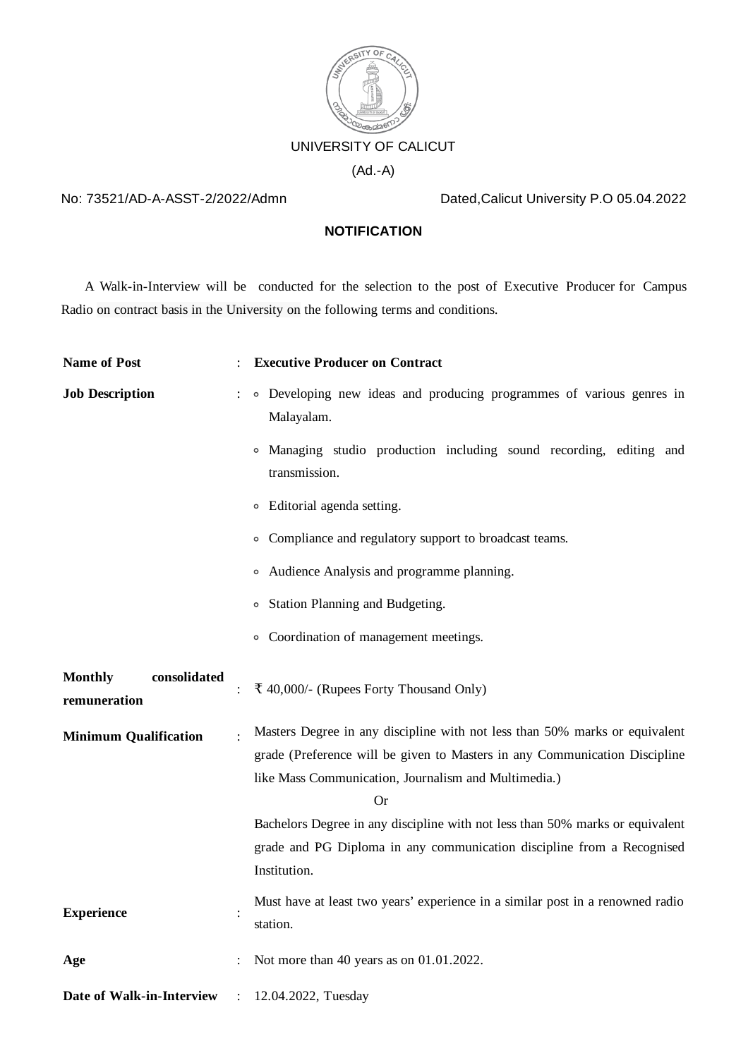UNIVERSITY OF CALICUT

(Ad.-A)

No: 73521/AD-A-ASST-2/2022/Admn Dated,Calicut University P.O 05.04.2022

## NOTIFICATION

A Walk-in-Interview will be conducted for the selection to the post of Executive Producer for Campus Radio on contract basis in the University on the following terms and conditions.

| | | |
|---|---|---|
| **Name of Post** | : | **Executive Producer on Contract** |
| **Job Description** | : | ◦ Developing new ideas and producing programmes of various genres in Malayalam.<br>◦ Managing studio production including sound recording, editing and transmission.<br>◦ Editorial agenda setting.<br>◦ Compliance and regulatory support to broadcast teams.<br>◦ Audience Analysis and programme planning.<br>◦ Station Planning and Budgeting.<br>◦ Coordination of management meetings. |
| **Monthly consolidated remuneration** | : | ₹ 40,000/- (Rupees Forty Thousand Only) |
| **Minimum Qualification** | : | Masters Degree in any discipline with not less than 50% marks or equivalent grade (Preference will be given to Masters in any Communication Discipline like Mass Communication, Journalism and Multimedia.)<br>Or<br>Bachelors Degree in any discipline with not less than 50% marks or equivalent grade and PG Diploma in any communication discipline from a Recognised Institution. |
| **Experience** | : | Must have at least two years' experience in a similar post in a renowned radio station. |
| **Age** | : | Not more than 40 years as on 01.01.2022. |
| **Date of Walk-in-Interview** | : | 12.04.2022, Tuesday |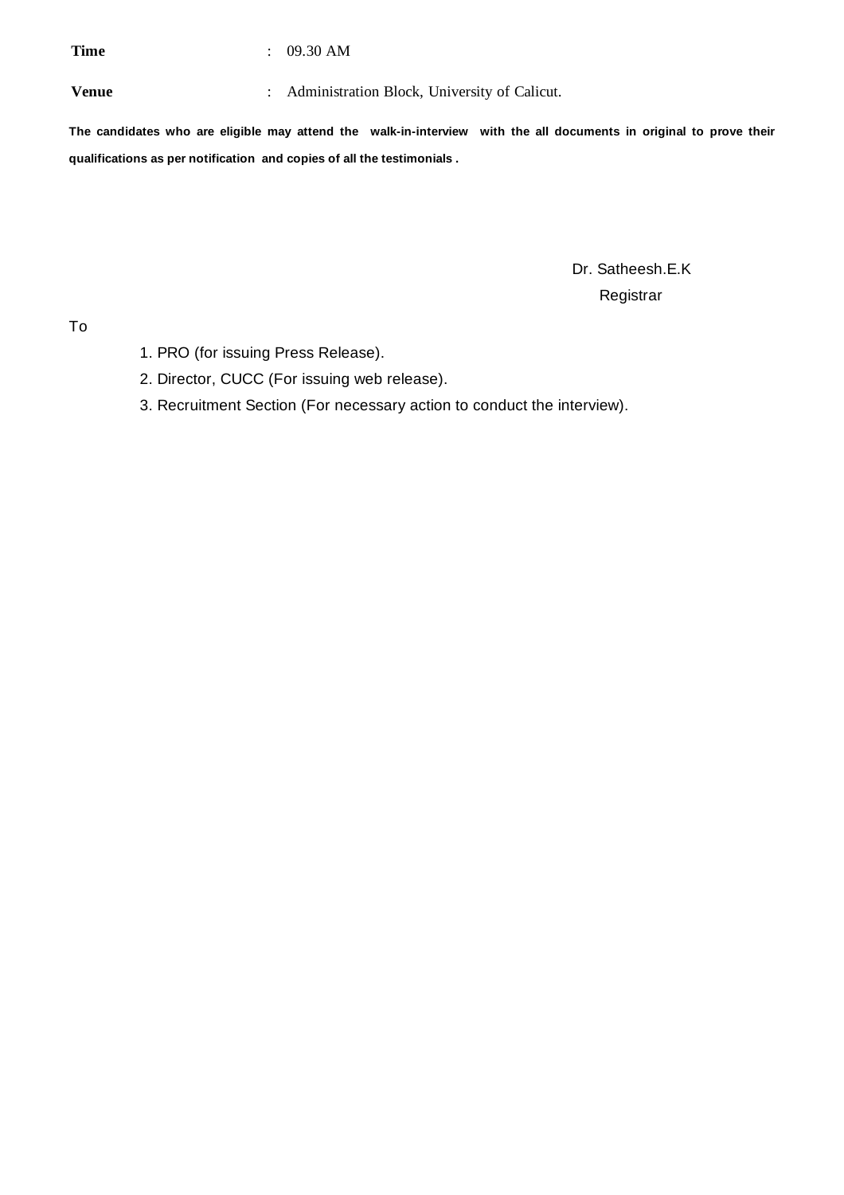**Time** : 09.30 AM

**Venue** : Administration Block, University of Calicut.

**The candidates who are eligible may attend the walk-in-interview with the all documents in original to prove their qualifications as per notification and copies of all the testimonials .**

Dr. Satheesh.E.K
Registrar

To

1. PRO (for issuing Press Release).
2. Director, CUCC (For issuing web release).
3. Recruitment Section (For necessary action to conduct the interview).